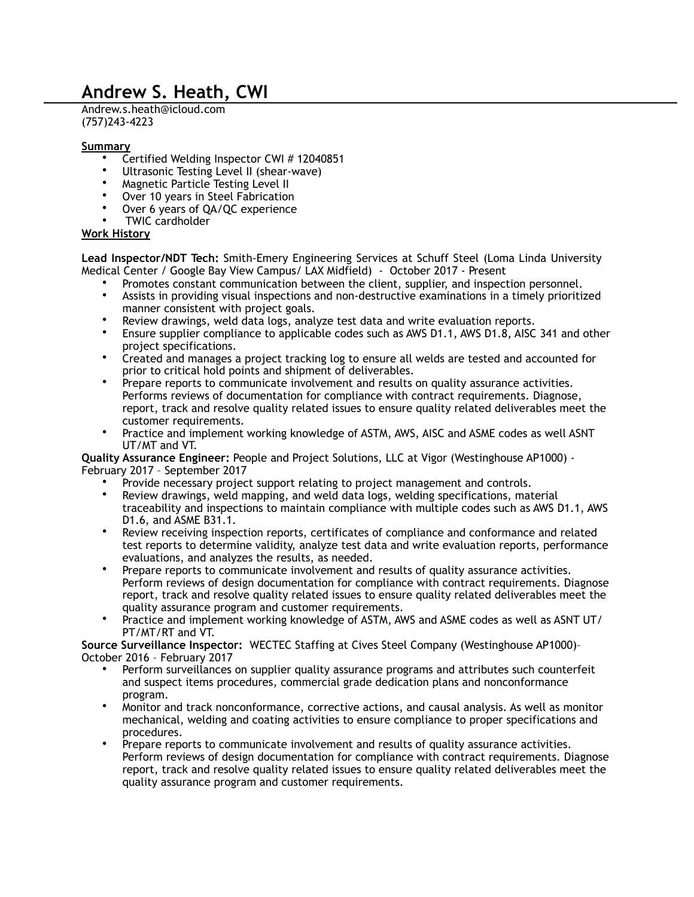# Andrew S. Heath, CWI

Andrew.s.heath@icloud.com
(757)243-4223

## Summary

- Certified Welding Inspector CWI # 12040851
- Ultrasonic Testing Level II (shear-wave)
- Magnetic Particle Testing Level II
- Over 10 years in Steel Fabrication
- Over 6 years of QA/QC experience
- TWIC cardholder

## Work History

**Lead Inspector/NDT Tech:** Smith-Emery Engineering Services at Schuff Steel (Loma Linda University Medical Center / Google Bay View Campus/ LAX Midfield) - October 2017 - Present

- Promotes constant communication between the client, supplier, and inspection personnel.
- Assists in providing visual inspections and non-destructive examinations in a timely prioritized manner consistent with project goals.
- Review drawings, weld data logs, analyze test data and write evaluation reports.
- Ensure supplier compliance to applicable codes such as AWS D1.1, AWS D1.8, AISC 341 and other project specifications.
- Created and manages a project tracking log to ensure all welds are tested and accounted for prior to critical hold points and shipment of deliverables.
- Prepare reports to communicate involvement and results on quality assurance activities. Performs reviews of documentation for compliance with contract requirements. Diagnose, report, track and resolve quality related issues to ensure quality related deliverables meet the customer requirements.
- Practice and implement working knowledge of ASTM, AWS, AISC and ASME codes as well ASNT UT/MT and VT.

**Quality Assurance Engineer:** People and Project Solutions, LLC at Vigor (Westinghouse AP1000) - February 2017 – September 2017

- Provide necessary project support relating to project management and controls.
- Review drawings, weld mapping, and weld data logs, welding specifications, material traceability and inspections to maintain compliance with multiple codes such as AWS D1.1, AWS D1.6, and ASME B31.1.
- Review receiving inspection reports, certificates of compliance and conformance and related test reports to determine validity, analyze test data and write evaluation reports, performance evaluations, and analyzes the results, as needed.
- Prepare reports to communicate involvement and results of quality assurance activities. Perform reviews of design documentation for compliance with contract requirements. Diagnose report, track and resolve quality related issues to ensure quality related deliverables meet the quality assurance program and customer requirements.
- Practice and implement working knowledge of ASTM, AWS and ASME codes as well as ASNT UT/ PT/MT/RT and VT.

**Source Surveillance Inspector:** WECTEC Staffing at Cives Steel Company (Westinghouse AP1000)– October 2016 – February 2017

- Perform surveillances on supplier quality assurance programs and attributes such counterfeit and suspect items procedures, commercial grade dedication plans and nonconformance program.
- Monitor and track nonconformance, corrective actions, and causal analysis. As well as monitor mechanical, welding and coating activities to ensure compliance to proper specifications and procedures.
- Prepare reports to communicate involvement and results of quality assurance activities. Perform reviews of design documentation for compliance with contract requirements. Diagnose report, track and resolve quality related issues to ensure quality related deliverables meet the quality assurance program and customer requirements.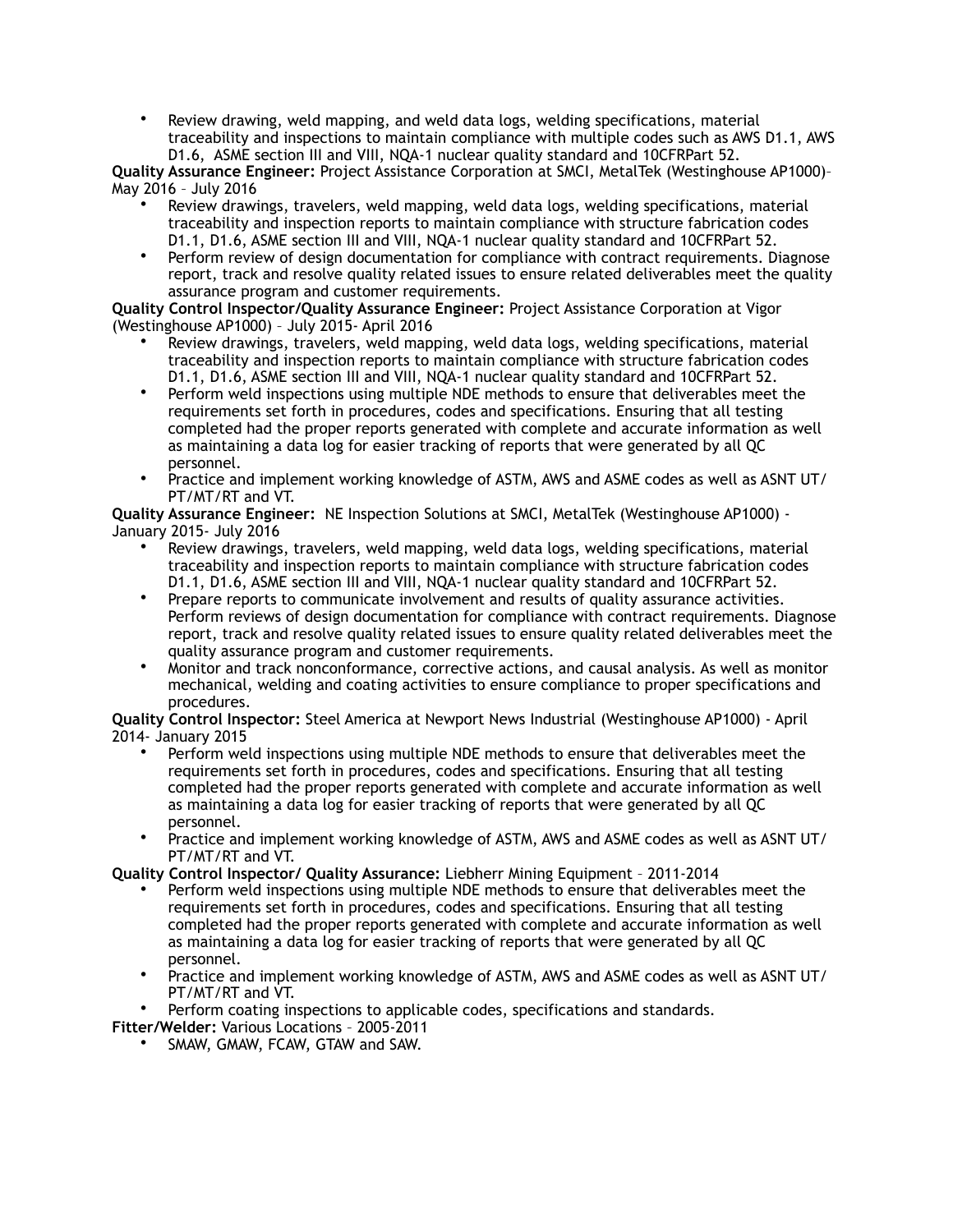- Review drawing, weld mapping, and weld data logs, welding specifications, material traceability and inspections to maintain compliance with multiple codes such as AWS D1.1, AWS D1.6, ASME section III and VIII, NQA-1 nuclear quality standard and 10CFRPart 52.

**Quality Assurance Engineer:** Project Assistance Corporation at SMCI, MetalTek (Westinghouse AP1000)– May 2016 – July 2016

- Review drawings, travelers, weld mapping, weld data logs, welding specifications, material traceability and inspection reports to maintain compliance with structure fabrication codes D1.1, D1.6, ASME section III and VIII, NQA-1 nuclear quality standard and 10CFRPart 52.
- Perform review of design documentation for compliance with contract requirements. Diagnose report, track and resolve quality related issues to ensure related deliverables meet the quality assurance program and customer requirements.

**Quality Control Inspector/Quality Assurance Engineer:** Project Assistance Corporation at Vigor (Westinghouse AP1000) – July 2015- April 2016

- Review drawings, travelers, weld mapping, weld data logs, welding specifications, material traceability and inspection reports to maintain compliance with structure fabrication codes D1.1, D1.6, ASME section III and VIII, NQA-1 nuclear quality standard and 10CFRPart 52.
- Perform weld inspections using multiple NDE methods to ensure that deliverables meet the requirements set forth in procedures, codes and specifications. Ensuring that all testing completed had the proper reports generated with complete and accurate information as well as maintaining a data log for easier tracking of reports that were generated by all QC personnel.
- Practice and implement working knowledge of ASTM, AWS and ASME codes as well as ASNT UT/PT/MT/RT and VT.

**Quality Assurance Engineer:** NE Inspection Solutions at SMCI, MetalTek (Westinghouse AP1000) - January 2015- July 2016

- Review drawings, travelers, weld mapping, weld data logs, welding specifications, material traceability and inspection reports to maintain compliance with structure fabrication codes D1.1, D1.6, ASME section III and VIII, NQA-1 nuclear quality standard and 10CFRPart 52.
- Prepare reports to communicate involvement and results of quality assurance activities. Perform reviews of design documentation for compliance with contract requirements. Diagnose report, track and resolve quality related issues to ensure quality related deliverables meet the quality assurance program and customer requirements.
- Monitor and track nonconformance, corrective actions, and causal analysis. As well as monitor mechanical, welding and coating activities to ensure compliance to proper specifications and procedures.

**Quality Control Inspector:** Steel America at Newport News Industrial (Westinghouse AP1000) - April 2014- January 2015

- Perform weld inspections using multiple NDE methods to ensure that deliverables meet the requirements set forth in procedures, codes and specifications. Ensuring that all testing completed had the proper reports generated with complete and accurate information as well as maintaining a data log for easier tracking of reports that were generated by all QC personnel.
- Practice and implement working knowledge of ASTM, AWS and ASME codes as well as ASNT UT/PT/MT/RT and VT.

**Quality Control Inspector/ Quality Assurance:** Liebherr Mining Equipment – 2011-2014

- Perform weld inspections using multiple NDE methods to ensure that deliverables meet the requirements set forth in procedures, codes and specifications. Ensuring that all testing completed had the proper reports generated with complete and accurate information as well as maintaining a data log for easier tracking of reports that were generated by all QC personnel.
- Practice and implement working knowledge of ASTM, AWS and ASME codes as well as ASNT UT/PT/MT/RT and VT.
- Perform coating inspections to applicable codes, specifications and standards.

**Fitter/Welder:** Various Locations – 2005-2011

- SMAW, GMAW, FCAW, GTAW and SAW.